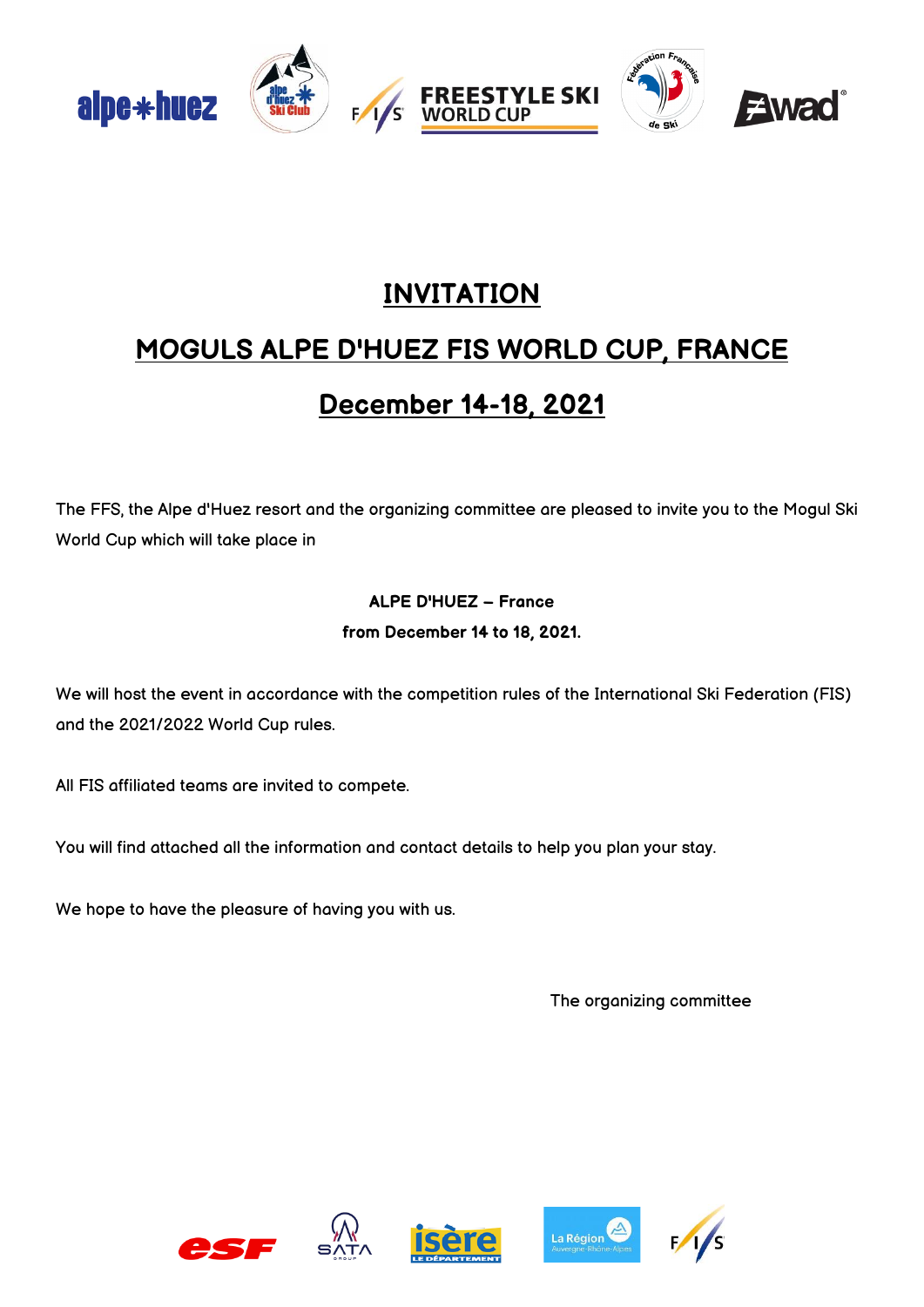# INVITATION

# MOGULS ALPE D'HUEZ FIS WORLD CUP, FRANCE

# December 14-18, 2021

The FFS, the Alpe d'Huez resort and the organizing committee are pleased to invite you to the Mogul Ski World Cup which will take place in

**ALPE D'HUEZ – France**
**from December 14 to 18, 2021.**

We will host the event in accordance with the competition rules of the International Ski Federation (FIS) and the 2021/2022 World Cup rules.

All FIS affiliated teams are invited to compete.

You will find attached all the information and contact details to help you plan your stay.

We hope to have the pleasure of having you with us.

The organizing committee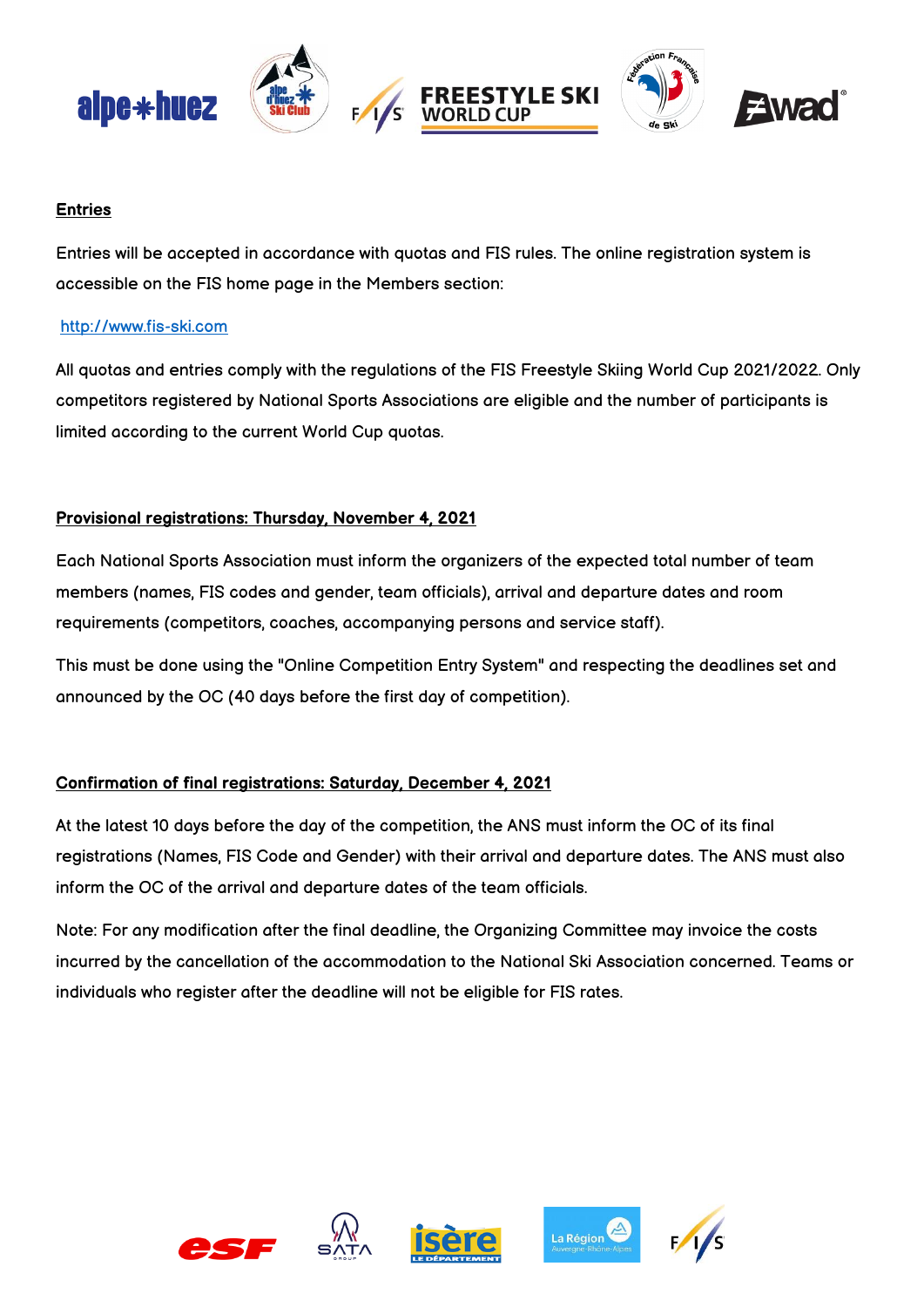## Entries

Entries will be accepted in accordance with quotas and FIS rules. The online registration system is accessible on the FIS home page in the Members section:

http://www.fis-ski.com

All quotas and entries comply with the regulations of the FIS Freestyle Skiing World Cup 2021/2022. Only competitors registered by National Sports Associations are eligible and the number of participants is limited according to the current World Cup quotas.

## Provisional registrations: Thursday, November 4, 2021

Each National Sports Association must inform the organizers of the expected total number of team members (names, FIS codes and gender, team officials), arrival and departure dates and room requirements (competitors, coaches, accompanying persons and service staff).

This must be done using the "Online Competition Entry System" and respecting the deadlines set and announced by the OC (40 days before the first day of competition).

## Confirmation of final registrations: Saturday, December 4, 2021

At the latest 10 days before the day of the competition, the ANS must inform the OC of its final registrations (Names, FIS Code and Gender) with their arrival and departure dates. The ANS must also inform the OC of the arrival and departure dates of the team officials.

Note: For any modification after the final deadline, the Organizing Committee may invoice the costs incurred by the cancellation of the accommodation to the National Ski Association concerned. Teams or individuals who register after the deadline will not be eligible for FIS rates.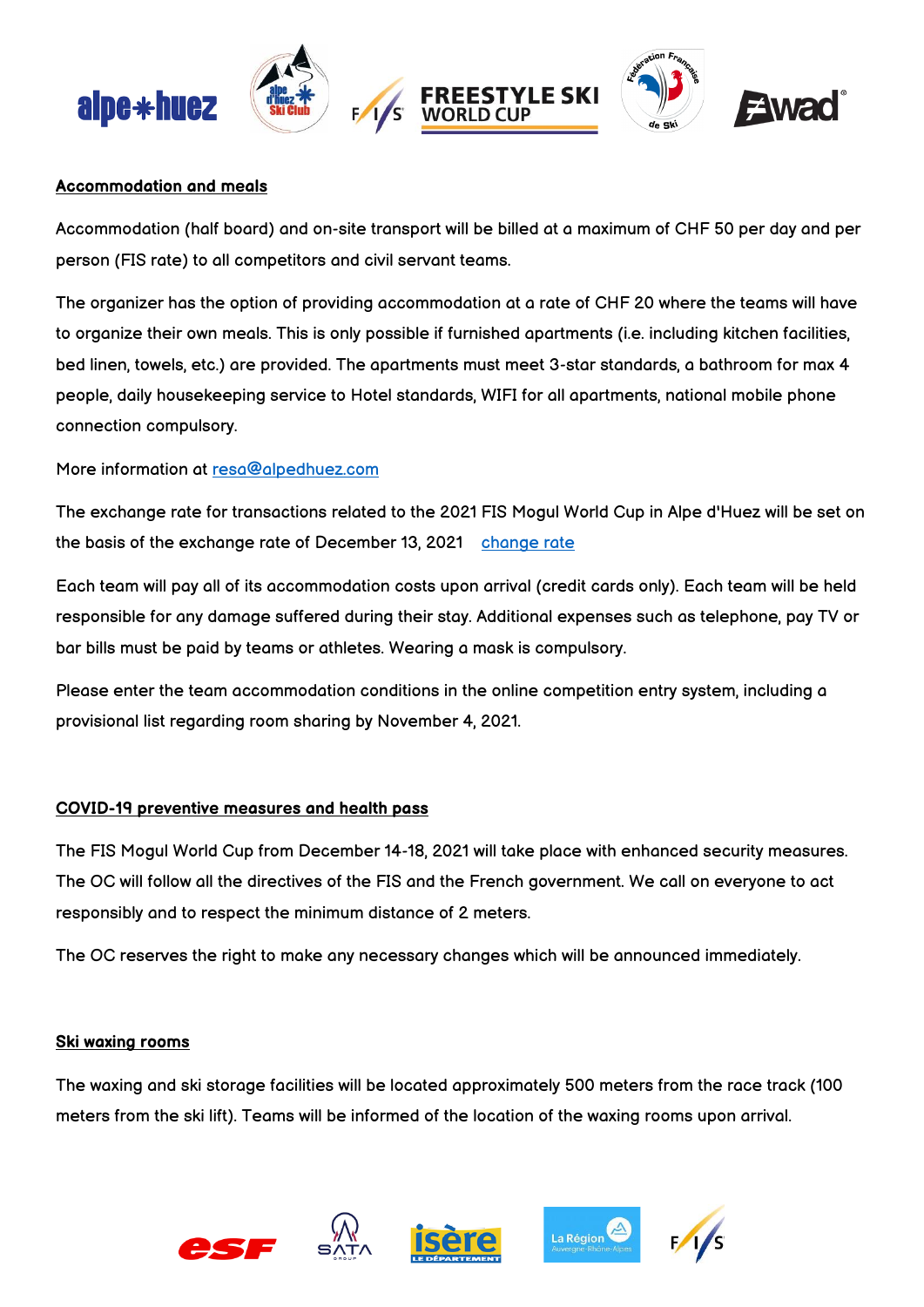## Accommodation and meals

Accommodation (half board) and on-site transport will be billed at a maximum of CHF 50 per day and per person (FIS rate) to all competitors and civil servant teams.

The organizer has the option of providing accommodation at a rate of CHF 20 where the teams will have to organize their own meals. This is only possible if furnished apartments (i.e. including kitchen facilities, bed linen, towels, etc.) are provided. The apartments must meet 3-star standards, a bathroom for max 4 people, daily housekeeping service to Hotel standards, WIFI for all apartments, national mobile phone connection compulsory.

More information at resa@alpedhuez.com

The exchange rate for transactions related to the 2021 FIS Mogul World Cup in Alpe d'Huez will be set on the basis of the exchange rate of December 13, 2021 change rate

Each team will pay all of its accommodation costs upon arrival (credit cards only). Each team will be held responsible for any damage suffered during their stay. Additional expenses such as telephone, pay TV or bar bills must be paid by teams or athletes. Wearing a mask is compulsory.

Please enter the team accommodation conditions in the online competition entry system, including a provisional list regarding room sharing by November 4, 2021.

## COVID-19 preventive measures and health pass

The FIS Mogul World Cup from December 14-18, 2021 will take place with enhanced security measures. The OC will follow all the directives of the FIS and the French government. We call on everyone to act responsibly and to respect the minimum distance of 2 meters.

The OC reserves the right to make any necessary changes which will be announced immediately.

## Ski waxing rooms

The waxing and ski storage facilities will be located approximately 500 meters from the race track (100 meters from the ski lift). Teams will be informed of the location of the waxing rooms upon arrival.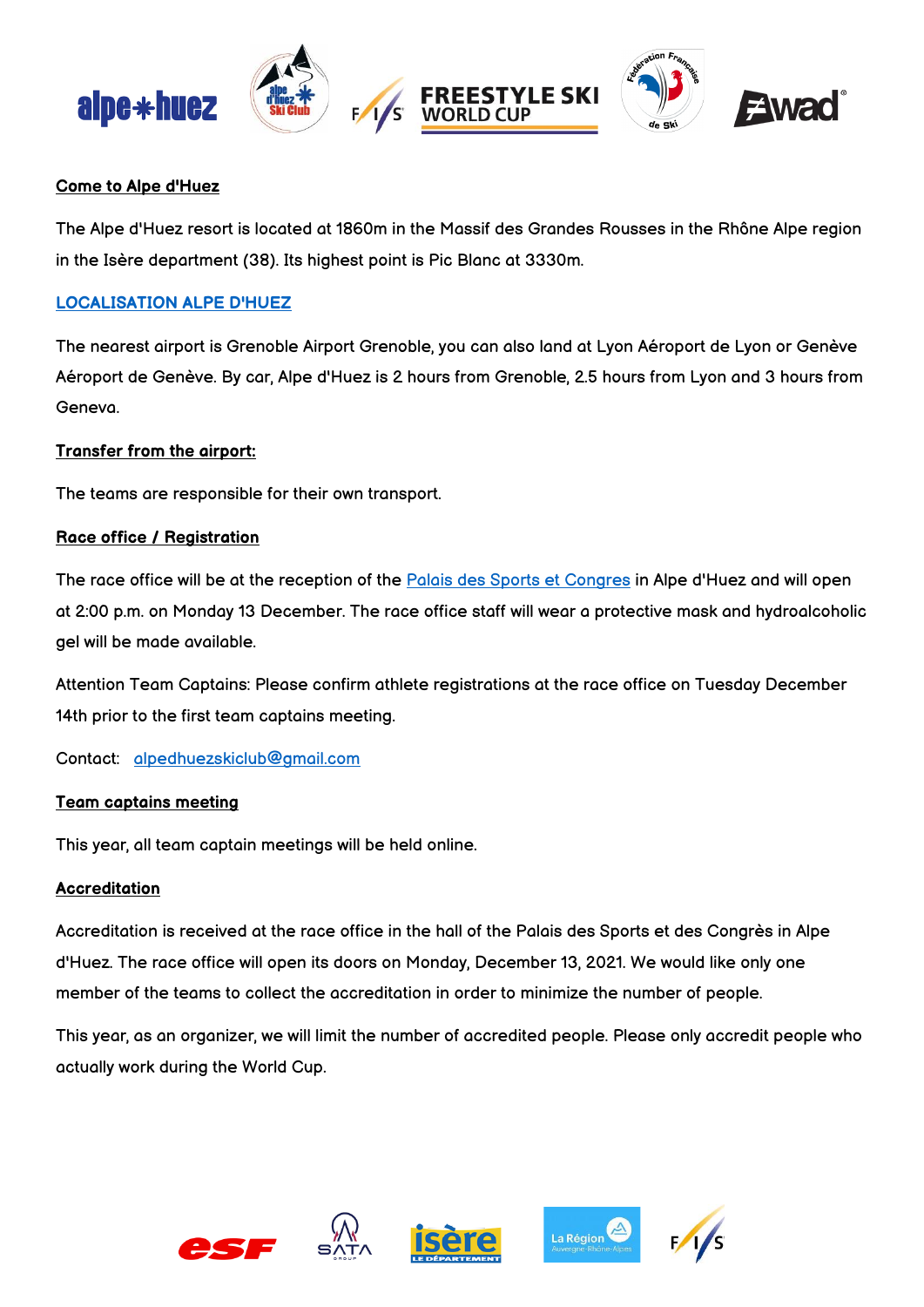**Come to Alpe d'Huez**

The Alpe d'Huez resort is located at 1860m in the Massif des Grandes Rousses in the Rhône Alpe region in the Isère department (38). Its highest point is Pic Blanc at 3330m.

[LOCALISATION ALPE D'HUEZ]

The nearest airport is Grenoble Airport Grenoble, you can also land at Lyon Aéroport de Lyon or Genève Aéroport de Genève. By car, Alpe d'Huez is 2 hours from Grenoble, 2.5 hours from Lyon and 3 hours from Geneva.

**Transfer from the airport:**

The teams are responsible for their own transport.

**Race office / Registration**

The race office will be at the reception of the Palais des Sports et Congres in Alpe d'Huez and will open at 2:00 p.m. on Monday 13 December. The race office staff will wear a protective mask and hydroalcoholic gel will be made available.

Attention Team Captains: Please confirm athlete registrations at the race office on Tuesday December 14th prior to the first team captains meeting.

Contact: alpedhuezskiclub@gmail.com

**Team captains meeting**

This year, all team captain meetings will be held online.

**Accreditation**

Accreditation is received at the race office in the hall of the Palais des Sports et des Congrès in Alpe d'Huez. The race office will open its doors on Monday, December 13, 2021. We would like only one member of the teams to collect the accreditation in order to minimize the number of people.

This year, as an organizer, we will limit the number of accredited people. Please only accredit people who actually work during the World Cup.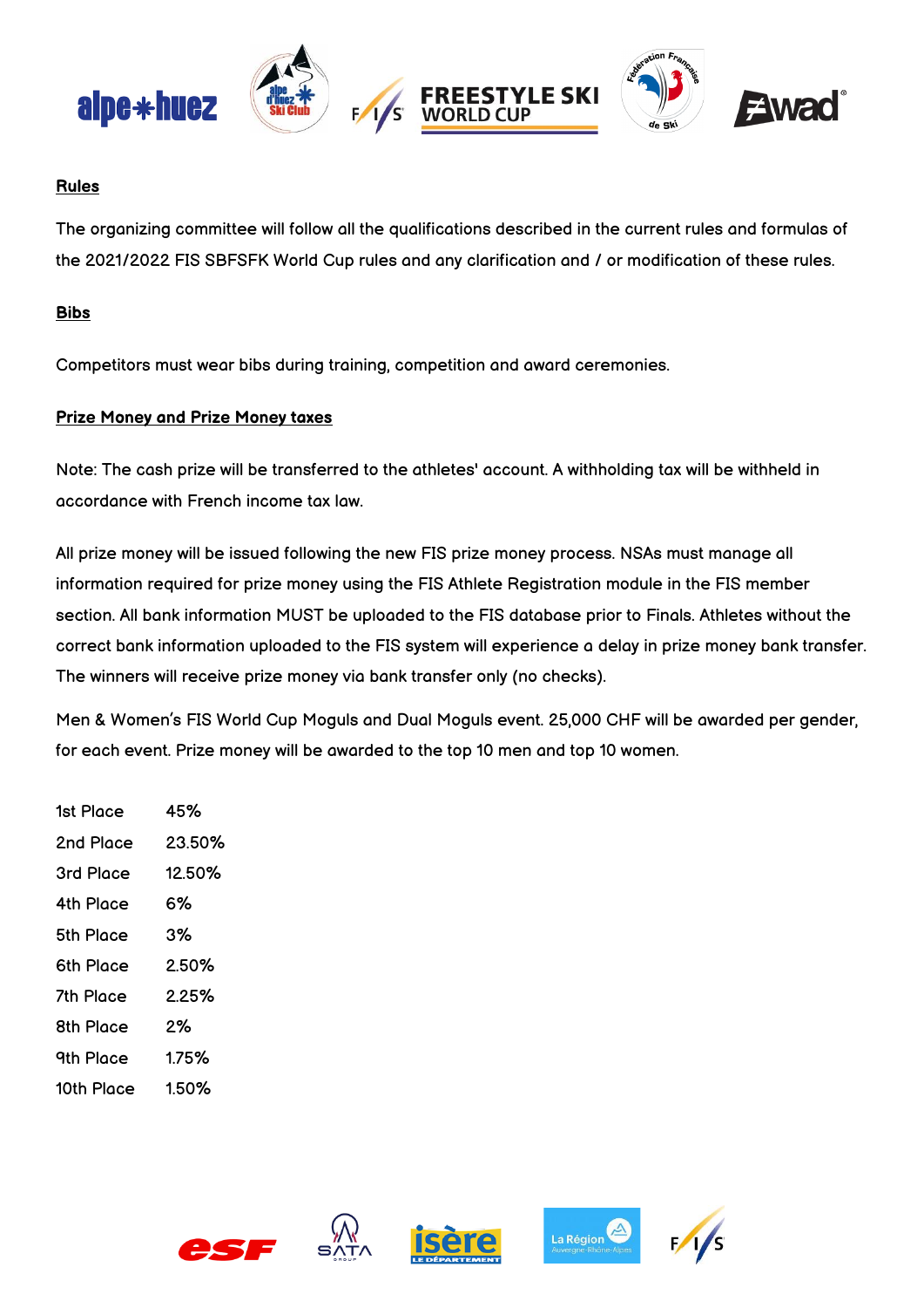## Rules

The organizing committee will follow all the qualifications described in the current rules and formulas of the 2021/2022 FIS SBFSFK World Cup rules and any clarification and / or modification of these rules.

## Bibs

Competitors must wear bibs during training, competition and award ceremonies.

## Prize Money and Prize Money taxes

Note: The cash prize will be transferred to the athletes' account. A withholding tax will be withheld in accordance with French income tax law.

All prize money will be issued following the new FIS prize money process. NSAs must manage all information required for prize money using the FIS Athlete Registration module in the FIS member section. All bank information MUST be uploaded to the FIS database prior to Finals. Athletes without the correct bank information uploaded to the FIS system will experience a delay in prize money bank transfer. The winners will receive prize money via bank transfer only (no checks).

Men & Women's FIS World Cup Moguls and Dual Moguls event. 25,000 CHF will be awarded per gender, for each event. Prize money will be awarded to the top 10 men and top 10 women.

| | |
|---|---|
| 1st Place | 45% |
| 2nd Place | 23.50% |
| 3rd Place | 12.50% |
| 4th Place | 6% |
| 5th Place | 3% |
| 6th Place | 2.50% |
| 7th Place | 2.25% |
| 8th Place | 2% |
| 9th Place | 1.75% |
| 10th Place | 1.50% |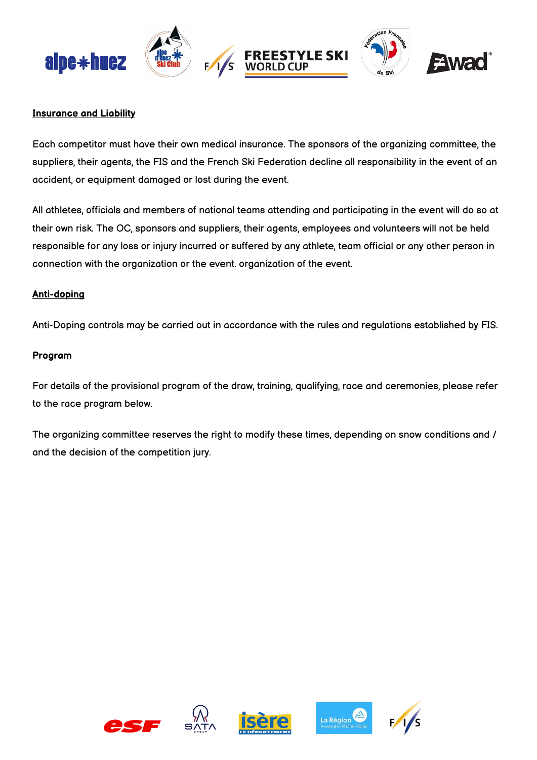**Insurance and Liability**

Each competitor must have their own medical insurance. The sponsors of the organizing committee, the suppliers, their agents, the FIS and the French Ski Federation decline all responsibility in the event of an accident, or equipment damaged or lost during the event.

All athletes, officials and members of national teams attending and participating in the event will do so at their own risk. The OC, sponsors and suppliers, their agents, employees and volunteers will not be held responsible for any loss or injury incurred or suffered by any athlete, team official or any other person in connection with the organization or the event. organization of the event.

**Anti-doping**

Anti-Doping controls may be carried out in accordance with the rules and regulations established by FIS.

**Program**

For details of the provisional program of the draw, training, qualifying, race and ceremonies, please refer to the race program below.

The organizing committee reserves the right to modify these times, depending on snow conditions and / and the decision of the competition jury.